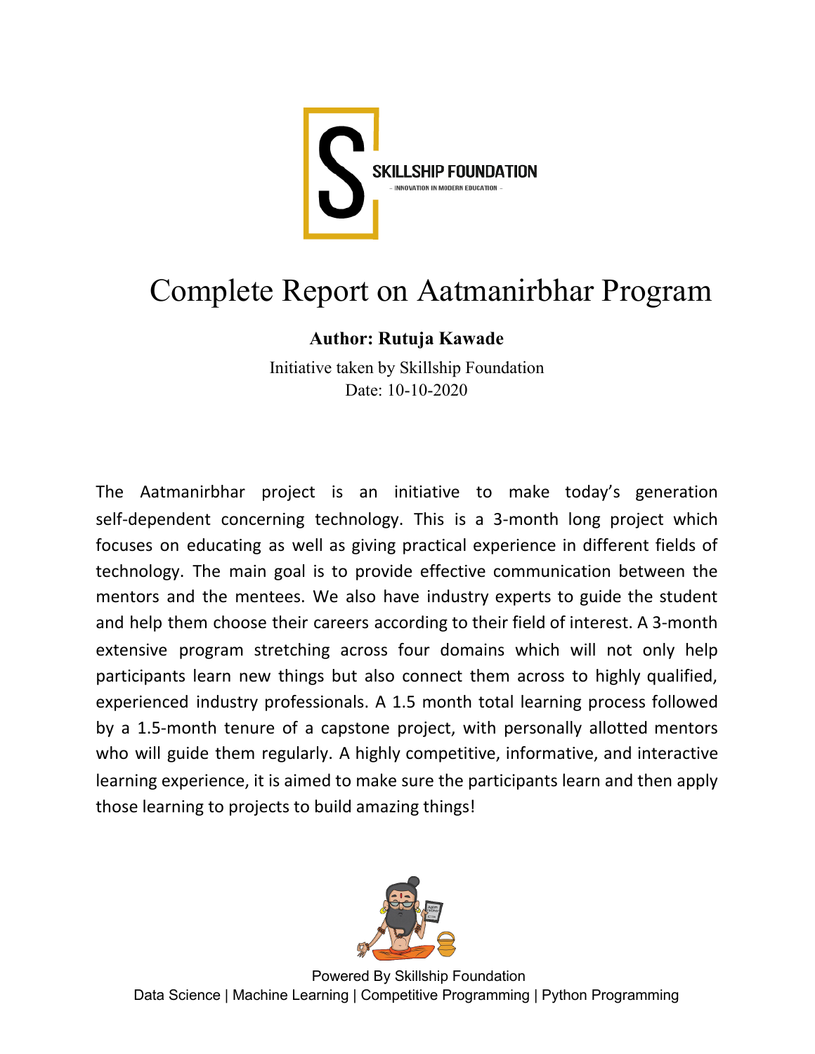SKILLSHIP FOUNDATION

– INNOVATION IN MODERN EDUCATION –

# Complete Report on Aatmanirbhar Program

**Author: Rutuja Kawade**

Initiative taken by Skillship Foundation

Date: 10-10-2020

The Aatmanirbhar project is an initiative to make today's generation self-dependent concerning technology. This is a 3-month long project which focuses on educating as well as giving practical experience in different fields of technology. The main goal is to provide effective communication between the mentors and the mentees. We also have industry experts to guide the student and help them choose their careers according to their field of interest. A 3-month extensive program stretching across four domains which will not only help participants learn new things but also connect them across to highly qualified, experienced industry professionals. A 1.5 month total learning process followed by a 1.5-month tenure of a capstone project, with personally allotted mentors who will guide them regularly. A highly competitive, informative, and interactive learning experience, it is aimed to make sure the participants learn and then apply those learning to projects to build amazing things!

Powered By Skillship Foundation

Data Science | Machine Learning | Competitive Programming | Python Programming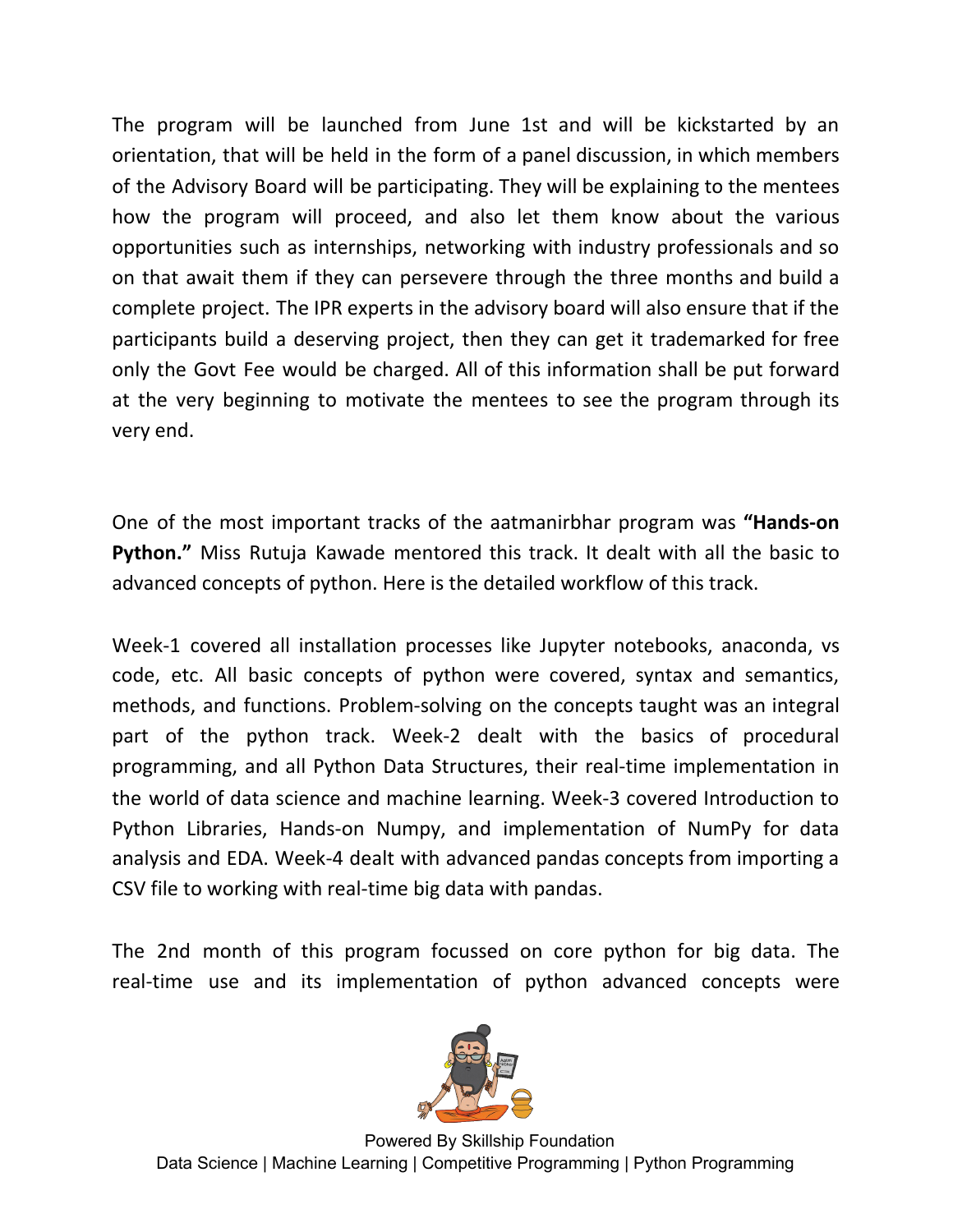The program will be launched from June 1st and will be kickstarted by an orientation, that will be held in the form of a panel discussion, in which members of the Advisory Board will be participating. They will be explaining to the mentees how the program will proceed, and also let them know about the various opportunities such as internships, networking with industry professionals and so on that await them if they can persevere through the three months and build a complete project. The IPR experts in the advisory board will also ensure that if the participants build a deserving project, then they can get it trademarked for free only the Govt Fee would be charged. All of this information shall be put forward at the very beginning to motivate the mentees to see the program through its very end.

One of the most important tracks of the aatmanirbhar program was **"Hands-on Python."** Miss Rutuja Kawade mentored this track. It dealt with all the basic to advanced concepts of python. Here is the detailed workflow of this track.

Week-1 covered all installation processes like Jupyter notebooks, anaconda, vs code, etc. All basic concepts of python were covered, syntax and semantics, methods, and functions. Problem-solving on the concepts taught was an integral part of the python track. Week-2 dealt with the basics of procedural programming, and all Python Data Structures, their real-time implementation in the world of data science and machine learning. Week-3 covered Introduction to Python Libraries, Hands-on Numpy, and implementation of NumPy for data analysis and EDA. Week-4 dealt with advanced pandas concepts from importing a CSV file to working with real-time big data with pandas.

The 2nd month of this program focussed on core python for big data. The real-time use and its implementation of python advanced concepts were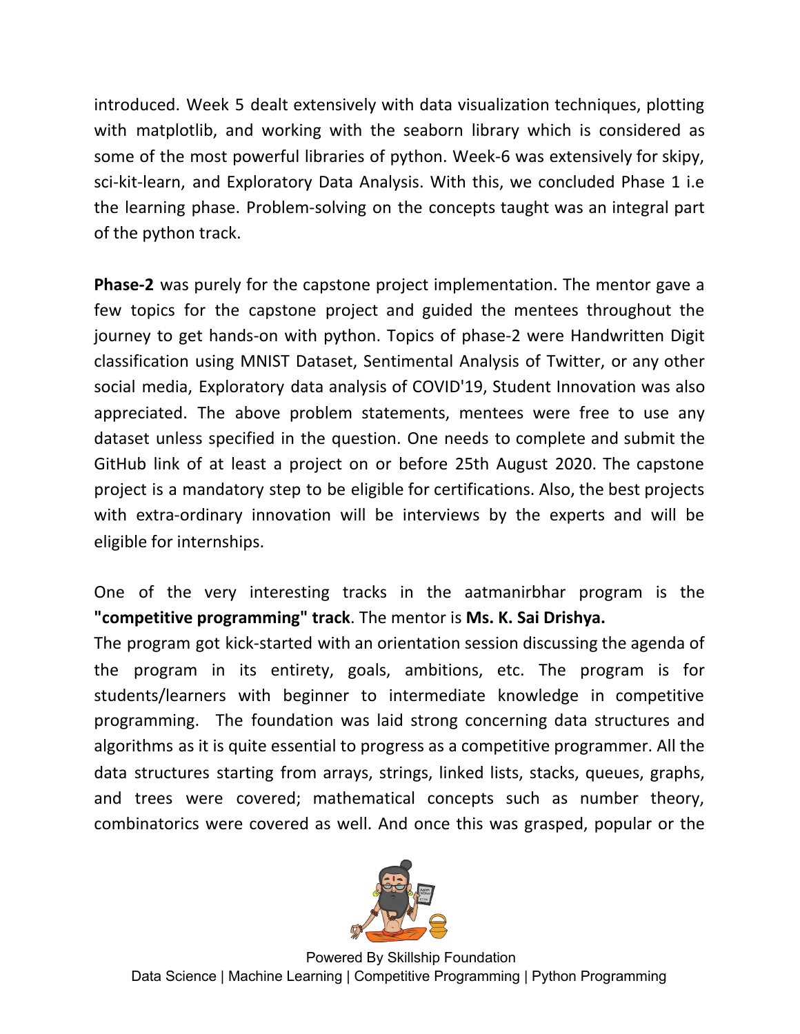introduced. Week 5 dealt extensively with data visualization techniques, plotting with matplotlib, and working with the seaborn library which is considered as some of the most powerful libraries of python. Week-6 was extensively for skipy, sci-kit-learn, and Exploratory Data Analysis. With this, we concluded Phase 1 i.e the learning phase. Problem-solving on the concepts taught was an integral part of the python track.

**Phase-2** was purely for the capstone project implementation. The mentor gave a few topics for the capstone project and guided the mentees throughout the journey to get hands-on with python. Topics of phase-2 were Handwritten Digit classification using MNIST Dataset, Sentimental Analysis of Twitter, or any other social media, Exploratory data analysis of COVID'19, Student Innovation was also appreciated. The above problem statements, mentees were free to use any dataset unless specified in the question. One needs to complete and submit the GitHub link of at least a project on or before 25th August 2020. The capstone project is a mandatory step to be eligible for certifications. Also, the best projects with extra-ordinary innovation will be interviews by the experts and will be eligible for internships.

One of the very interesting tracks in the aatmanirbhar program is the **"competitive programming" track**. The mentor is **Ms. K. Sai Drishya.**
The program got kick-started with an orientation session discussing the agenda of the program in its entirety, goals, ambitions, etc. The program is for students/learners with beginner to intermediate knowledge in competitive programming. The foundation was laid strong concerning data structures and algorithms as it is quite essential to progress as a competitive programmer. All the data structures starting from arrays, strings, linked lists, stacks, queues, graphs, and trees were covered; mathematical concepts such as number theory, combinatorics were covered as well. And once this was grasped, popular or the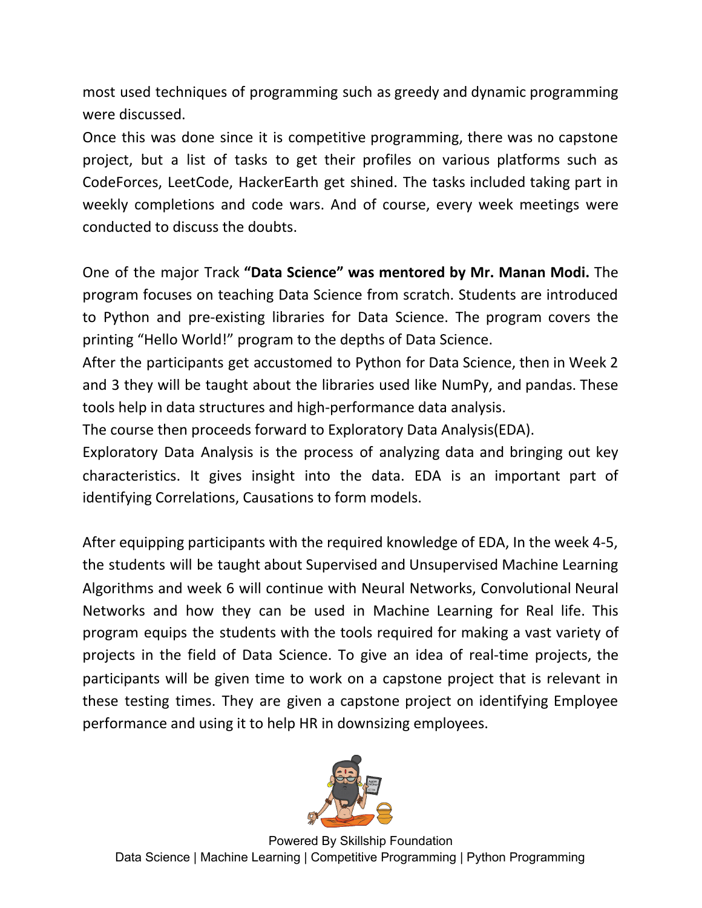most used techniques of programming such as greedy and dynamic programming were discussed.

Once this was done since it is competitive programming, there was no capstone project, but a list of tasks to get their profiles on various platforms such as CodeForces, LeetCode, HackerEarth get shined. The tasks included taking part in weekly completions and code wars. And of course, every week meetings were conducted to discuss the doubts.

One of the major Track **"Data Science" was mentored by Mr. Manan Modi.** The program focuses on teaching Data Science from scratch. Students are introduced to Python and pre-existing libraries for Data Science. The program covers the printing "Hello World!" program to the depths of Data Science.

After the participants get accustomed to Python for Data Science, then in Week 2 and 3 they will be taught about the libraries used like NumPy, and pandas. These tools help in data structures and high-performance data analysis.

The course then proceeds forward to Exploratory Data Analysis(EDA).

Exploratory Data Analysis is the process of analyzing data and bringing out key characteristics. It gives insight into the data. EDA is an important part of identifying Correlations, Causations to form models.

After equipping participants with the required knowledge of EDA, In the week 4-5, the students will be taught about Supervised and Unsupervised Machine Learning Algorithms and week 6 will continue with Neural Networks, Convolutional Neural Networks and how they can be used in Machine Learning for Real life. This program equips the students with the tools required for making a vast variety of projects in the field of Data Science. To give an idea of real-time projects, the participants will be given time to work on a capstone project that is relevant in these testing times. They are given a capstone project on identifying Employee performance and using it to help HR in downsizing employees.

Powered By Skillship Foundation
Data Science | Machine Learning | Competitive Programming | Python Programming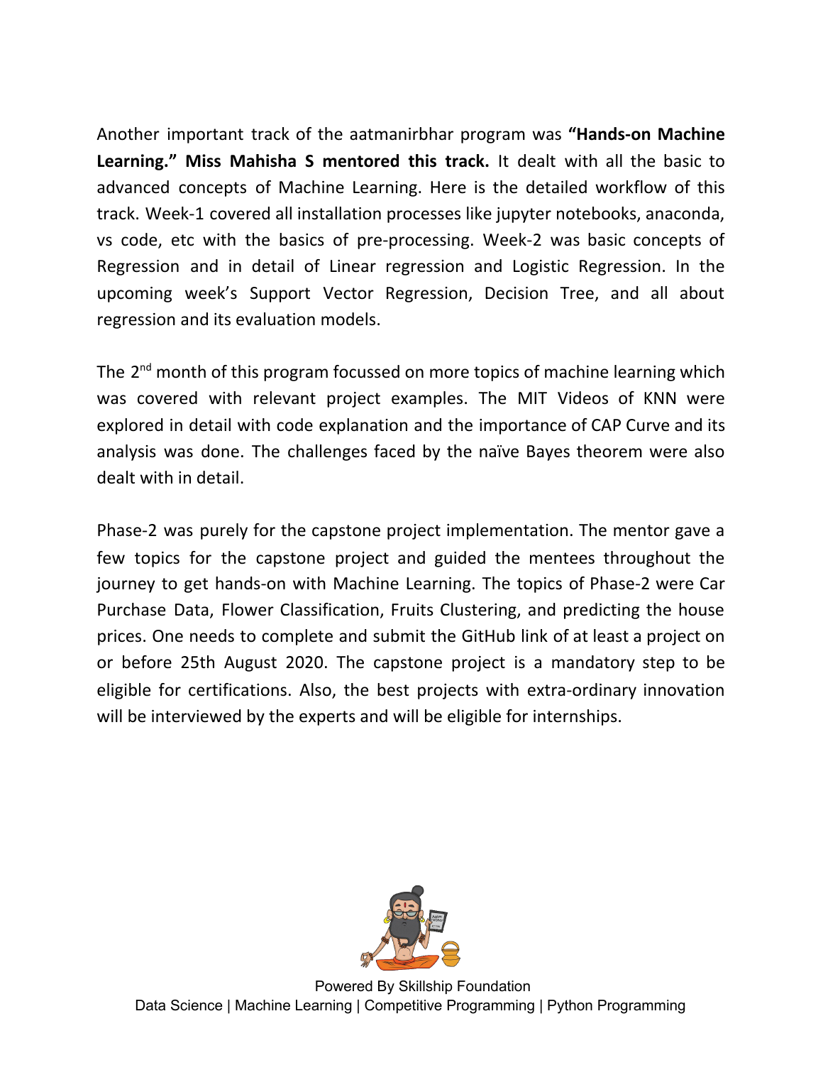Another important track of the aatmanirbhar program was **"Hands-on Machine Learning." Miss Mahisha S mentored this track.** It dealt with all the basic to advanced concepts of Machine Learning. Here is the detailed workflow of this track. Week-1 covered all installation processes like jupyter notebooks, anaconda, vs code, etc with the basics of pre-processing. Week-2 was basic concepts of Regression and in detail of Linear regression and Logistic Regression. In the upcoming week's Support Vector Regression, Decision Tree, and all about regression and its evaluation models.

The 2nd month of this program focussed on more topics of machine learning which was covered with relevant project examples. The MIT Videos of KNN were explored in detail with code explanation and the importance of CAP Curve and its analysis was done. The challenges faced by the naïve Bayes theorem were also dealt with in detail.

Phase-2 was purely for the capstone project implementation. The mentor gave a few topics for the capstone project and guided the mentees throughout the journey to get hands-on with Machine Learning. The topics of Phase-2 were Car Purchase Data, Flower Classification, Fruits Clustering, and predicting the house prices. One needs to complete and submit the GitHub link of at least a project on or before 25th August 2020. The capstone project is a mandatory step to be eligible for certifications. Also, the best projects with extra-ordinary innovation will be interviewed by the experts and will be eligible for internships.